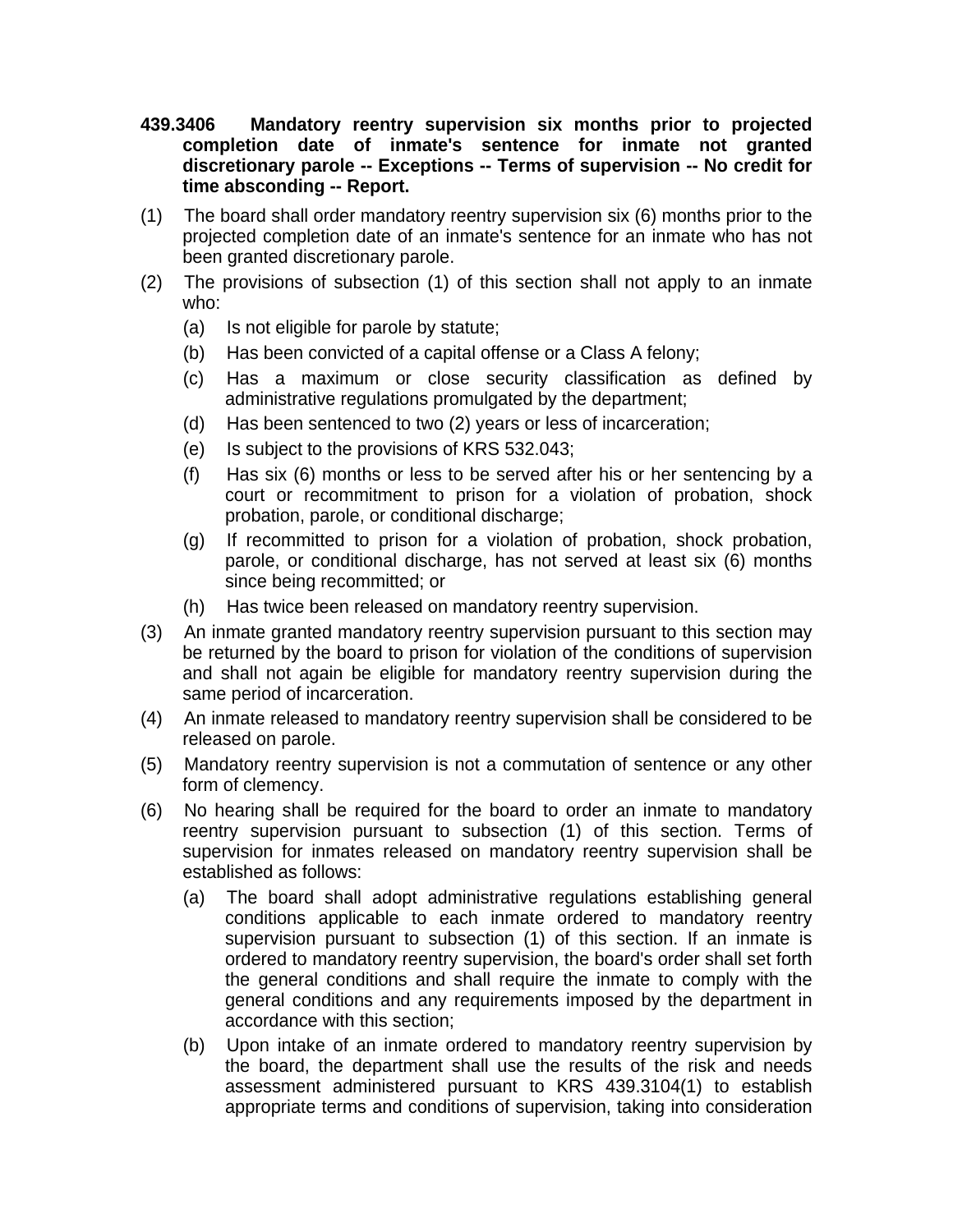**439.3406 Mandatory reentry supervision six months prior to projected completion date of inmate's sentence for inmate not granted discretionary parole -- Exceptions -- Terms of supervision -- No credit for time absconding -- Report.**

(1) The board shall order mandatory reentry supervision six (6) months prior to the projected completion date of an inmate's sentence for an inmate who has not been granted discretionary parole.

(2) The provisions of subsection (1) of this section shall not apply to an inmate who:

- (a) Is not eligible for parole by statute;
- (b) Has been convicted of a capital offense or a Class A felony;
- (c) Has a maximum or close security classification as defined by administrative regulations promulgated by the department;
- (d) Has been sentenced to two (2) years or less of incarceration;
- (e) Is subject to the provisions of KRS 532.043;
- (f) Has six (6) months or less to be served after his or her sentencing by a court or recommitment to prison for a violation of probation, shock probation, parole, or conditional discharge;
- (g) If recommitted to prison for a violation of probation, shock probation, parole, or conditional discharge, has not served at least six (6) months since being recommitted; or
- (h) Has twice been released on mandatory reentry supervision.

(3) An inmate granted mandatory reentry supervision pursuant to this section may be returned by the board to prison for violation of the conditions of supervision and shall not again be eligible for mandatory reentry supervision during the same period of incarceration.

(4) An inmate released to mandatory reentry supervision shall be considered to be released on parole.

(5) Mandatory reentry supervision is not a commutation of sentence or any other form of clemency.

(6) No hearing shall be required for the board to order an inmate to mandatory reentry supervision pursuant to subsection (1) of this section. Terms of supervision for inmates released on mandatory reentry supervision shall be established as follows:

- (a) The board shall adopt administrative regulations establishing general conditions applicable to each inmate ordered to mandatory reentry supervision pursuant to subsection (1) of this section. If an inmate is ordered to mandatory reentry supervision, the board's order shall set forth the general conditions and shall require the inmate to comply with the general conditions and any requirements imposed by the department in accordance with this section;
- (b) Upon intake of an inmate ordered to mandatory reentry supervision by the board, the department shall use the results of the risk and needs assessment administered pursuant to KRS 439.3104(1) to establish appropriate terms and conditions of supervision, taking into consideration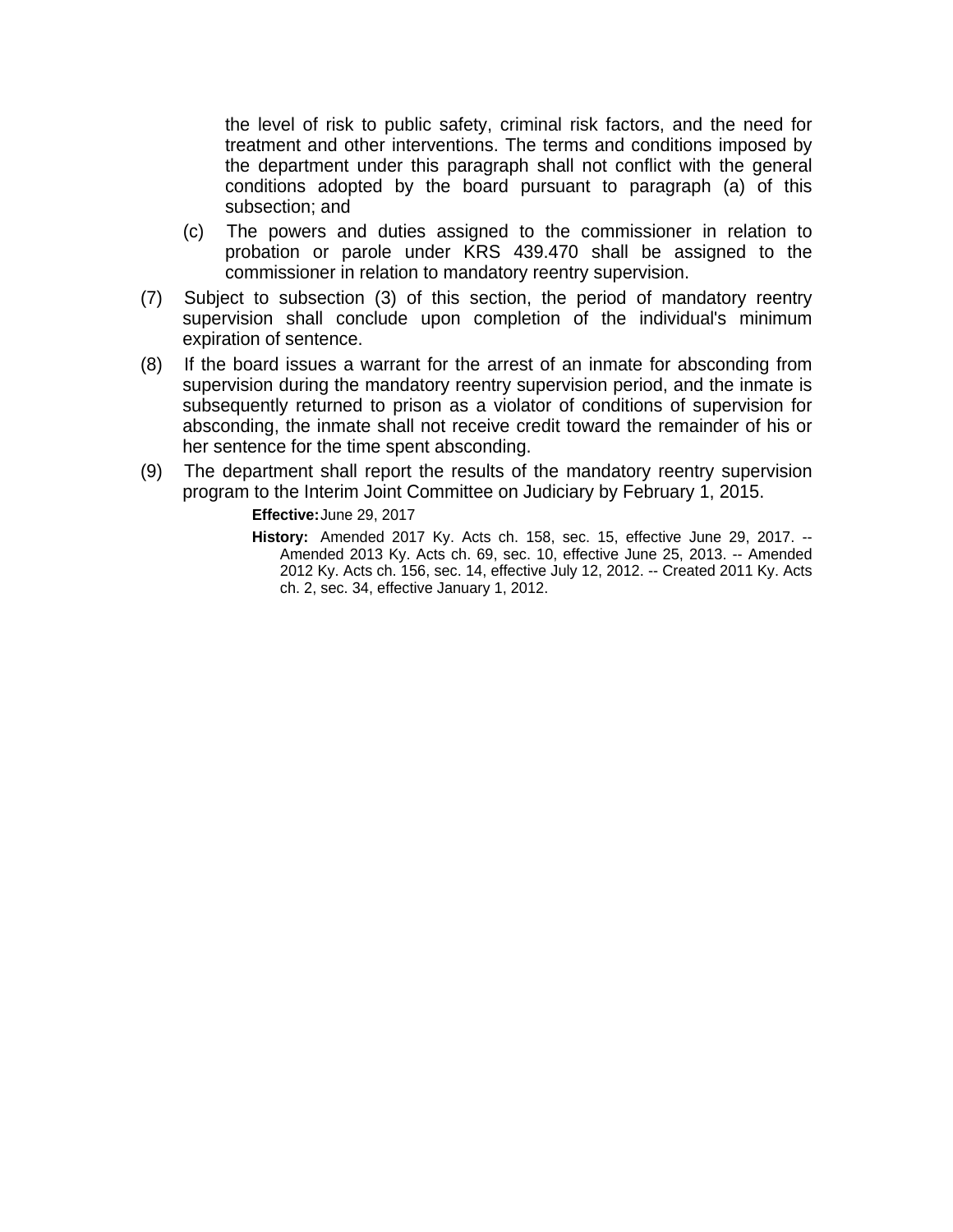the level of risk to public safety, criminal risk factors, and the need for treatment and other interventions. The terms and conditions imposed by the department under this paragraph shall not conflict with the general conditions adopted by the board pursuant to paragraph (a) of this subsection; and

(c) The powers and duties assigned to the commissioner in relation to probation or parole under KRS 439.470 shall be assigned to the commissioner in relation to mandatory reentry supervision.

(7) Subject to subsection (3) of this section, the period of mandatory reentry supervision shall conclude upon completion of the individual's minimum expiration of sentence.

(8) If the board issues a warrant for the arrest of an inmate for absconding from supervision during the mandatory reentry supervision period, and the inmate is subsequently returned to prison as a violator of conditions of supervision for absconding, the inmate shall not receive credit toward the remainder of his or her sentence for the time spent absconding.

(9) The department shall report the results of the mandatory reentry supervision program to the Interim Joint Committee on Judiciary by February 1, 2015.

**Effective:** June 29, 2017

**History:** Amended 2017 Ky. Acts ch. 158, sec. 15, effective June 29, 2017. -- Amended 2013 Ky. Acts ch. 69, sec. 10, effective June 25, 2013. -- Amended 2012 Ky. Acts ch. 156, sec. 14, effective July 12, 2012. -- Created 2011 Ky. Acts ch. 2, sec. 34, effective January 1, 2012.